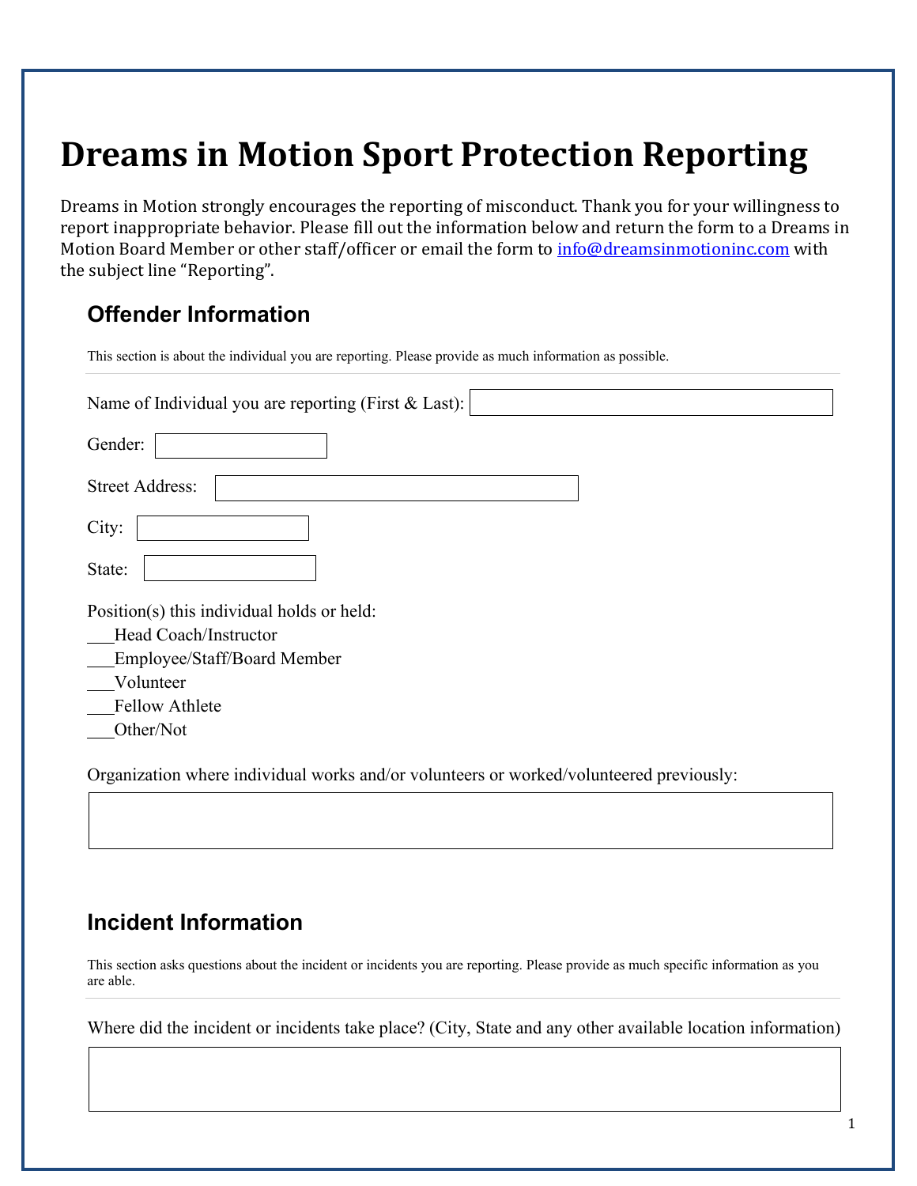# Dreams in Motion Sport Protection Reporting

Dreams in Motion strongly encourages the reporting of misconduct. Thank you for your willingness to report inappropriate behavior. Please fill out the information below and return the form to a Dreams in Motion Board Member or other staff/officer or email the form to [info@dreamsinmotioninc.com](mailto:info@dreamsinmotioninc.com) with the subject line "Reporting".

## Offender Information

This section is about the individual you are reporting. Please provide as much information as possible.

Name of Individual you are reporting (First & Last): ____________________

Gender: ____________________

Street Address: ____________________

City: ____________________

State: ____________________

Position(s) this individual holds or held:

___Head Coach/Instructor
___Employee/Staff/Board Member
___Volunteer
___Fellow Athlete
___Other/Not

Organization where individual works and/or volunteers or worked/volunteered previously:

____________________

## Incident Information

This section asks questions about the incident or incidents you are reporting. Please provide as much specific information as you are able.

Where did the incident or incidents take place? (City, State and any other available location information)

____________________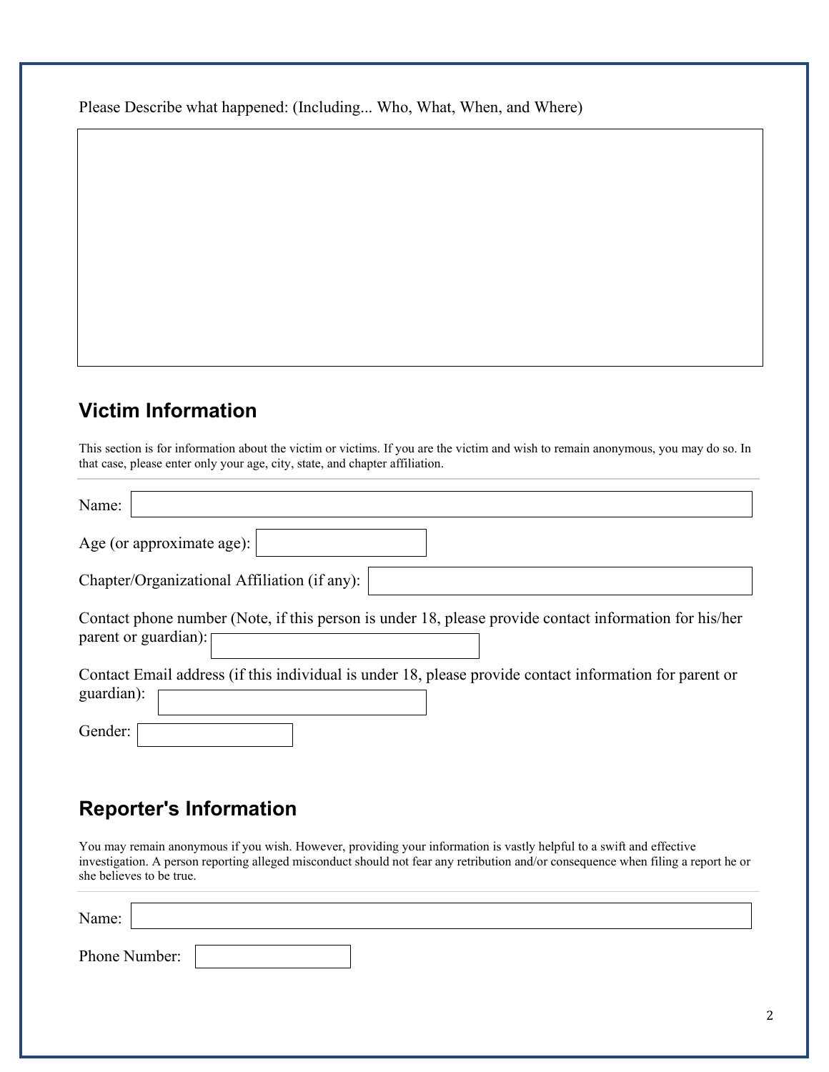Please Describe what happened: (Including... Who, What, When, and Where)

## Victim Information

This section is for information about the victim or victims. If you are the victim and wish to remain anonymous, you may do so. In that case, please enter only your age, city, state, and chapter affiliation.

Name:

Age (or approximate age):

Chapter/Organizational Affiliation (if any):

Contact phone number (Note, if this person is under 18, please provide contact information for his/her parent or guardian):

Contact Email address (if this individual is under 18, please provide contact information for parent or guardian):

Gender:

## Reporter's Information

You may remain anonymous if you wish. However, providing your information is vastly helpful to a swift and effective investigation. A person reporting alleged misconduct should not fear any retribution and/or consequence when filing a report he or she believes to be true.

Name:

Phone Number: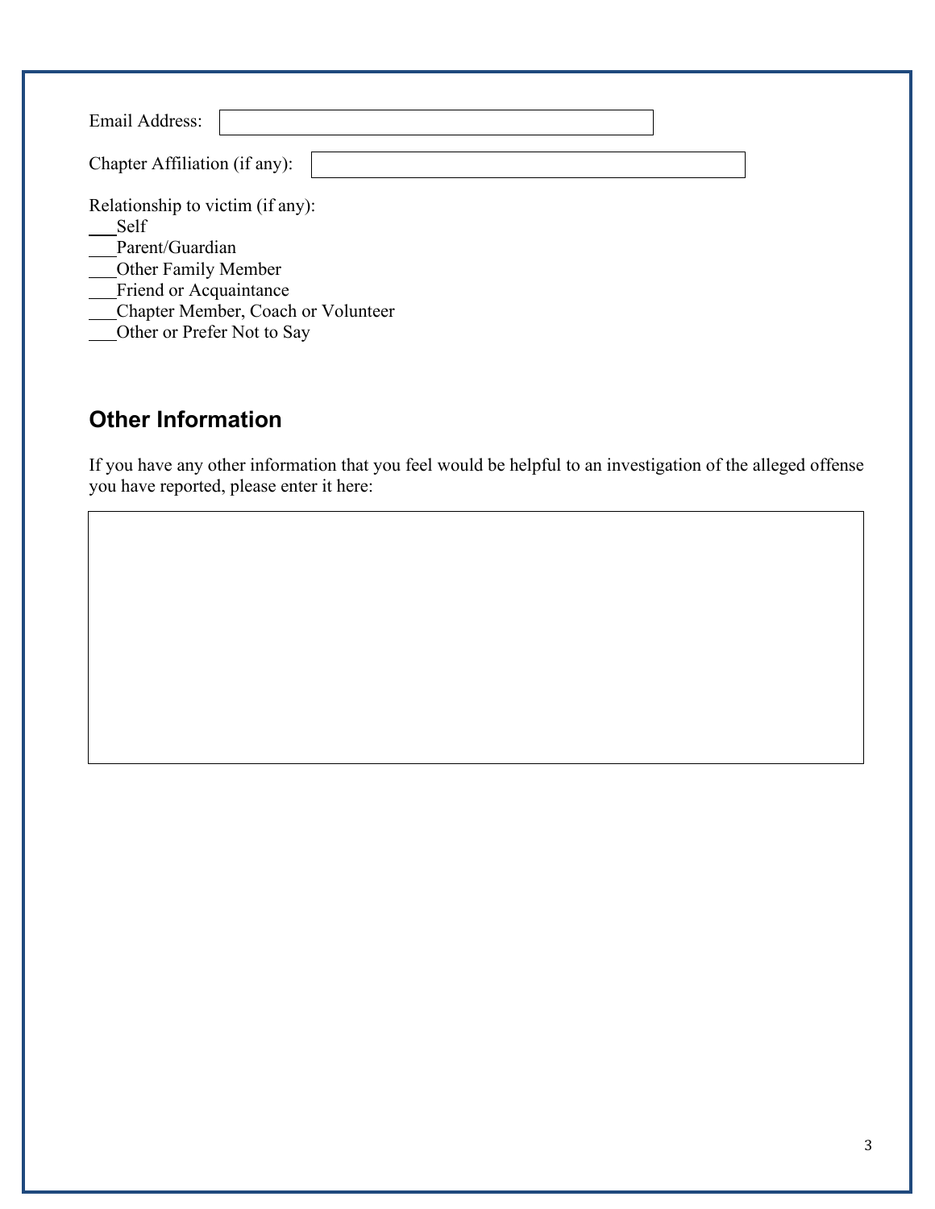Email Address: 

Chapter Affiliation (if any): 

Relationship to victim (if any):
___Self
___Parent/Guardian
___Other Family Member
___Friend or Acquaintance
___Chapter Member, Coach or Volunteer
___Other or Prefer Not to Say

## Other Information

If you have any other information that you feel would be helpful to an investigation of the alleged offense you have reported, please enter it here: